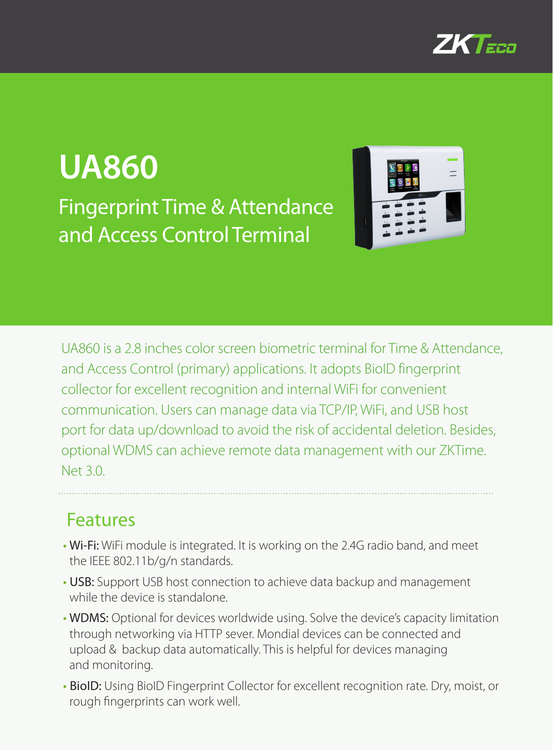# UA860

## Fingerprint Time & Attendance and Access Control Terminal

UA860 is a 2.8 inches color screen biometric terminal for Time & Attendance, and Access Control (primary) applications. It adopts BioID fingerprint collector for excellent recognition and internal WiFi for convenient communication. Users can manage data via TCP/IP, WiFi, and USB host port for data up/download to avoid the risk of accidental deletion. Besides, optional WDMS can achieve remote data management with our ZKTime. Net 3.0.

## Features

- **Wi-Fi:** WiFi module is integrated. It is working on the 2.4G radio band, and meet the IEEE 802.11b/g/n standards.
- **USB:** Support USB host connection to achieve data backup and management while the device is standalone.
- **WDMS:** Optional for devices worldwide using. Solve the device's capacity limitation through networking via HTTP sever. Mondial devices can be connected and upload & backup data automatically. This is helpful for devices managing and monitoring.
- **BioID:** Using BioID Fingerprint Collector for excellent recognition rate. Dry, moist, or rough fingerprints can work well.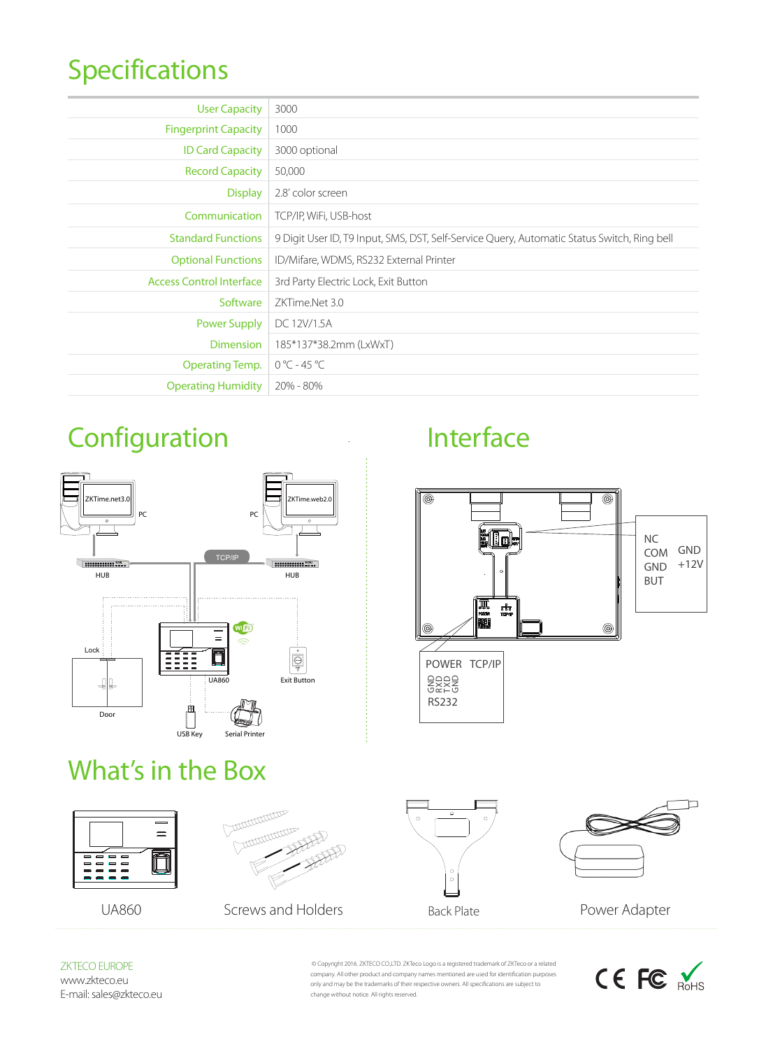# Specifications

| | |
|---|---|
| User Capacity | 3000 |
| Fingerprint Capacity | 1000 |
| ID Card Capacity | 3000 optional |
| Record Capacity | 50,000 |
| Display | 2.8' color screen |
| Communication | TCP/IP, WiFi, USB-host |
| Standard Functions | 9 Digit User ID, T9 Input, SMS, DST, Self-Service Query, Automatic Status Switch, Ring bell |
| Optional Functions | ID/Mifare, WDMS, RS232 External Printer |
| Access Control Interface | 3rd Party Electric Lock, Exit Button |
| Software | ZKTime.Net 3.0 |
| Power Supply | DC 12V/1.5A |
| Dimension | 185*137*38.2mm (LxWxT) |
| Operating Temp. | 0 °C - 45 °C |
| Operating Humidity | 20% - 80% |

# Configuration

ZKTime.net3.0
PC
ZKTime.web2.0
PC
TCP/IP
HUB
HUB
Lock
Door
UA860
Exit Button
USB Key
Serial Printer

# Interface

NC
COM
GND
BUT
GND
+12V
POWER TCP/IP
GND RXD TXD GND
RS232

# What's in the Box

UA860

Screws and Holders

Back Plate

Power Adapter

ZKTECO EUROPE
www.zkteco.eu
E-mail: sales@zkteco.eu

© Copyright 2016. ZKTECO CO.,LTD. ZKTeco Logo is a registered trademark of ZKTeco or a related company. All other product and company names mentioned are used for identification purposes only and may be the trademarks of their respective owners. All specifications are subject to change without notice. All rights reserved.

CE FC RoHS